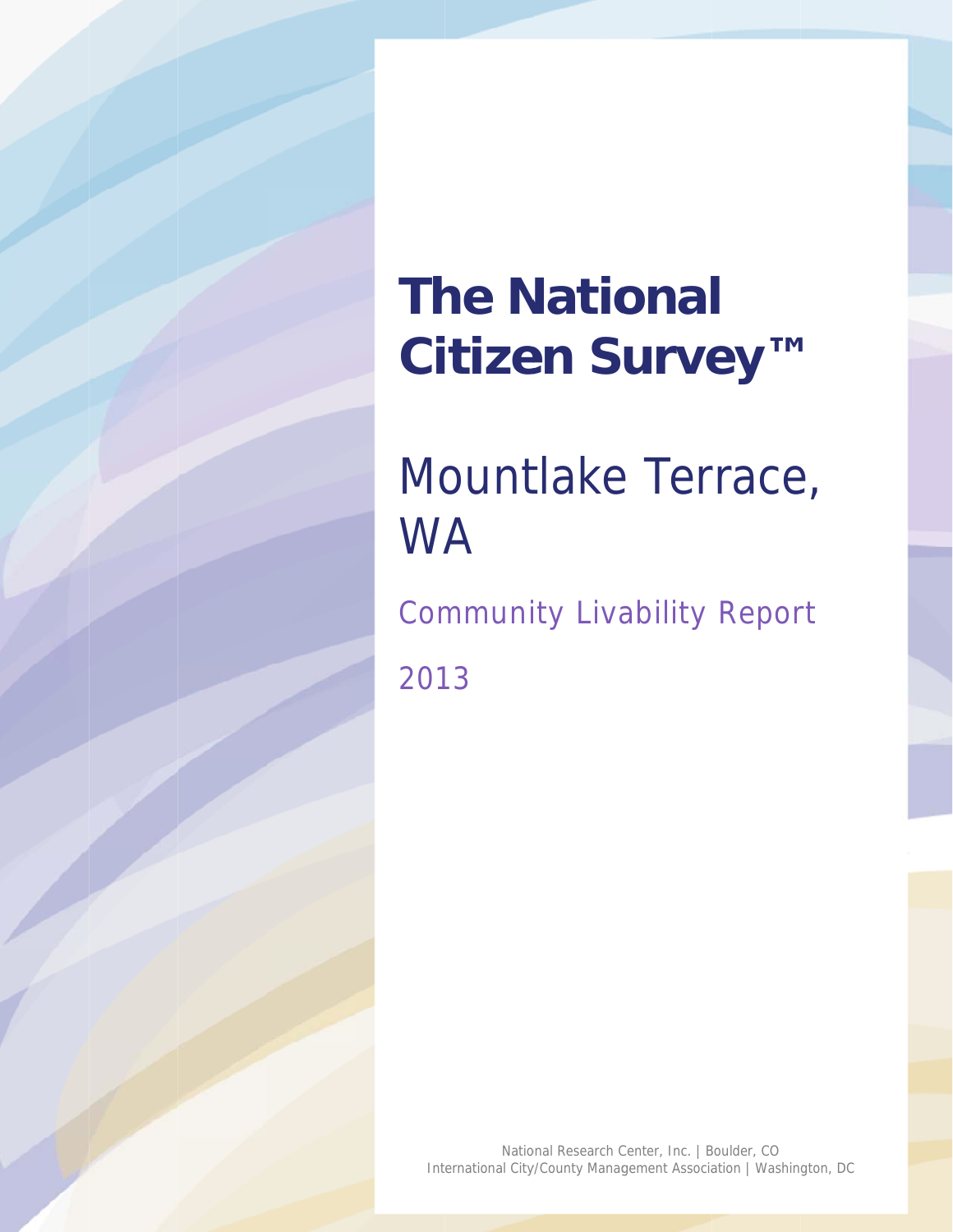# The National Citizen Survey™

## Mountlake Terrace, WA

### Community Livability Report

2013

National Research Center, Inc. | Boulder, CO
International City/County Management Association | Washington, DC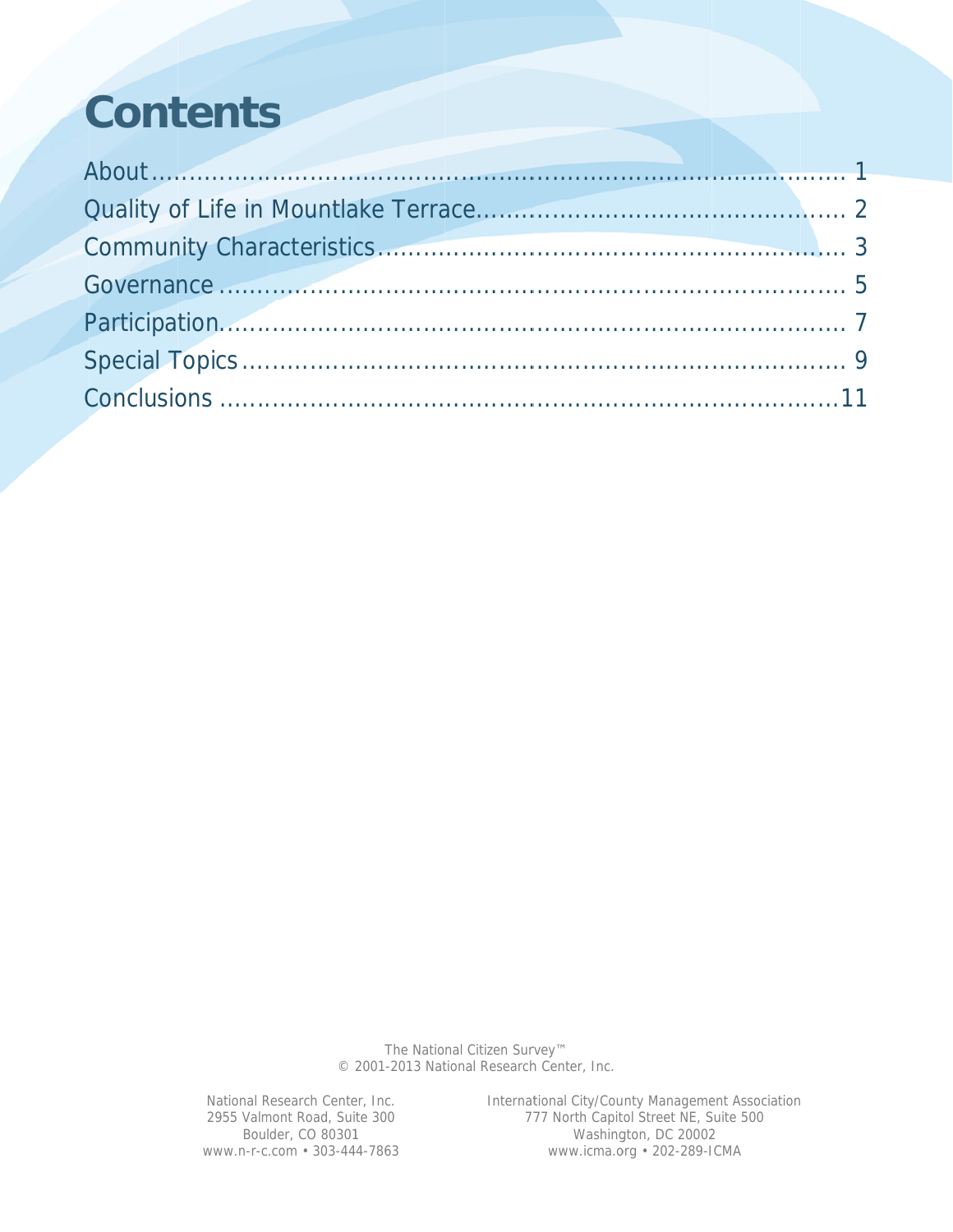# Contents

About........................................................................................ 1

Quality of Life in Mountlake Terrace............................................... 2

Community Characteristics........................................................... 3

Governance ............................................................................... 5

Participation............................................................................... 7

Special Topics ............................................................................ 9

Conclusions ..............................................................................11

The National Citizen Survey™
© 2001-2013 National Research Center, Inc.

National Research Center, Inc.
2955 Valmont Road, Suite 300
Boulder, CO 80301
www.n-r-c.com • 303-444-7863

International City/County Management Association
777 North Capitol Street NE, Suite 500
Washington, DC 20002
www.icma.org • 202-289-ICMA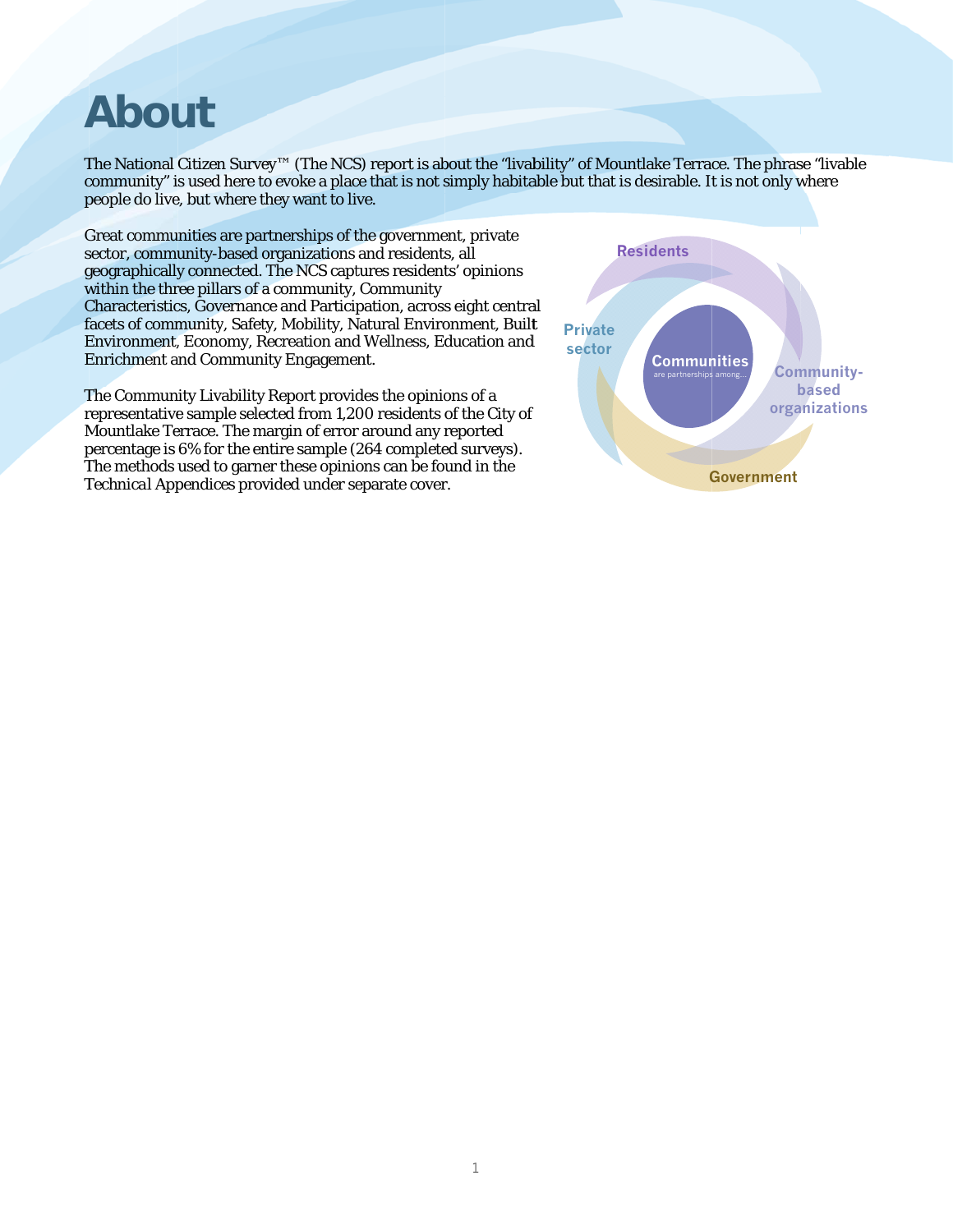# About

The National Citizen Survey™ (The NCS) report is about the "livability" of Mountlake Terrace. The phrase "livable community" is used here to evoke a place that is not simply habitable but that is desirable. It is not only where people do live, but where they want to live.

Great communities are partnerships of the government, private sector, community-based organizations and residents, all geographically connected. The NCS captures residents' opinions within the three pillars of a community, Community Characteristics, Governance and Participation, across eight central facets of community, Safety, Mobility, Natural Environment, Built Environment, Economy, Recreation and Wellness, Education and Enrichment and Community Engagement.

The Community Livability Report provides the opinions of a representative sample selected from 1,200 residents of the City of Mountlake Terrace. The margin of error around any reported percentage is 6% for the entire sample (264 completed surveys). The methods used to garner these opinions can be found in the Technical Appendices provided under separate cover.

Residents

Private sector

Communities
are partnerships among...

Community-based organizations

Government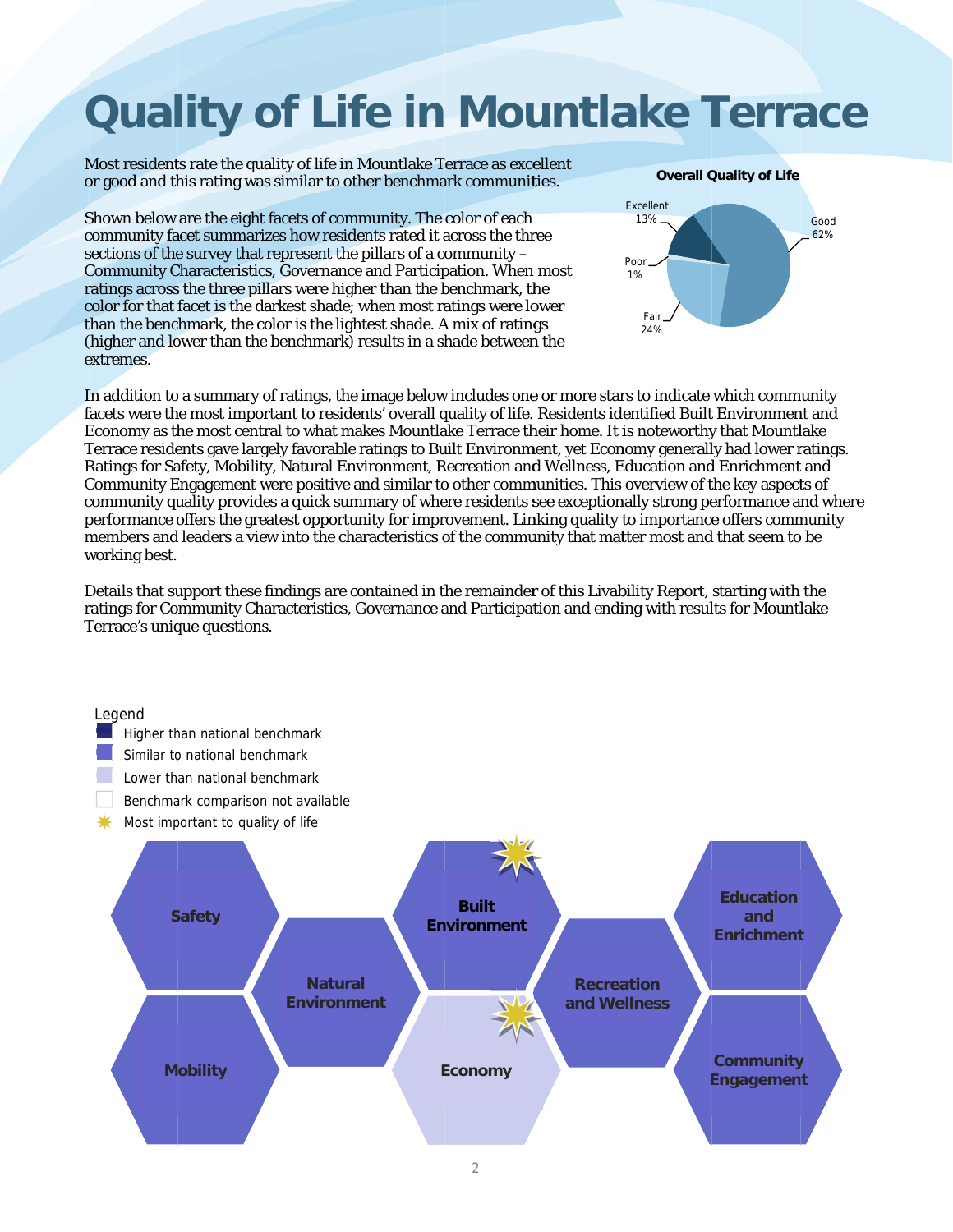# Quality of Life in Mountlake Terrace

Most residents rate the quality of life in Mountlake Terrace as excellent or good and this rating was similar to other benchmark communities.

**Overall Quality of Life**

| Rating | Percent |
|---|---|
| Excellent | 13% |
| Good | 62% |
| Fair | 24% |
| Poor | 1% |

Shown below are the eight facets of community. The color of each community facet summarizes how residents rated it across the three sections of the survey that represent the pillars of a community – Community Characteristics, Governance and Participation. When most ratings across the three pillars were higher than the benchmark, the color for that facet is the darkest shade; when most ratings were lower than the benchmark, the color is the lightest shade. A mix of ratings (higher and lower than the benchmark) results in a shade between the extremes.

In addition to a summary of ratings, the image below includes one or more stars to indicate which community facets were the most important to residents' overall quality of life. Residents identified Built Environment and Economy as the most central to what makes Mountlake Terrace their home. It is noteworthy that Mountlake Terrace residents gave largely favorable ratings to Built Environment, yet Economy generally had lower ratings. Ratings for Safety, Mobility, Natural Environment, Recreation and Wellness, Education and Enrichment and Community Engagement were positive and similar to other communities. This overview of the key aspects of community quality provides a quick summary of where residents see exceptionally strong performance and where performance offers the greatest opportunity for improvement. Linking quality to importance offers community members and leaders a view into the characteristics of the community that matter most and that seem to be working best.

Details that support these findings are contained in the remainder of this Livability Report, starting with the ratings for Community Characteristics, Governance and Participation and ending with results for Mountlake Terrace's unique questions.

Legend
- Higher than national benchmark
- Similar to national benchmark
- Lower than national benchmark
- Benchmark comparison not available
- Most important to quality of life

| Facet | Comparison to national benchmark | Most important to quality of life |
|---|---|---|
| Safety | Similar | |
| Mobility | Similar | |
| Natural Environment | Similar | |
| Built Environment | Similar | ★ |
| Economy | Lower | ★ |
| Recreation and Wellness | Similar | |
| Education and Enrichment | Similar | |
| Community Engagement | Similar | |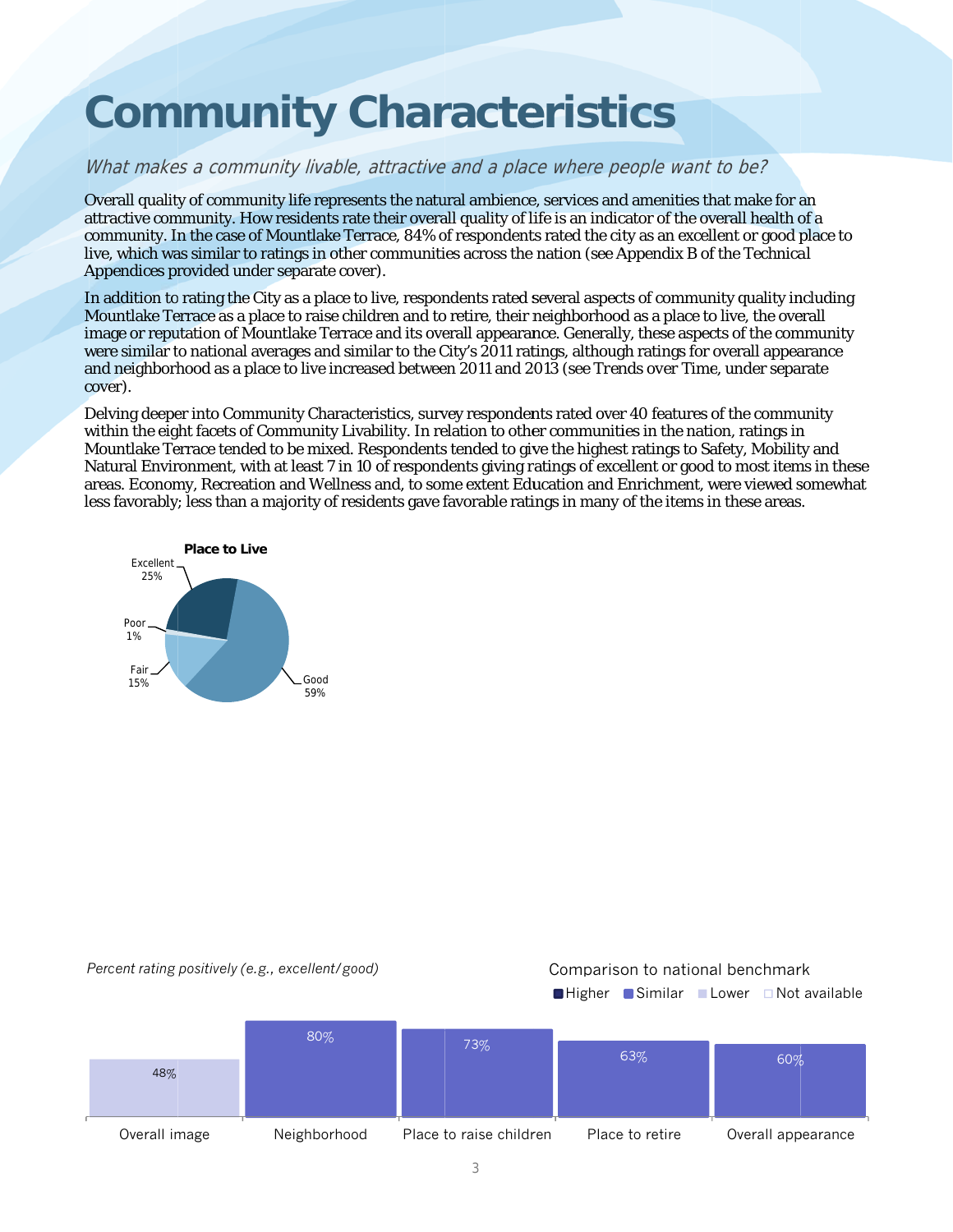# Community Characteristics

*What makes a community livable, attractive and a place where people want to be?*

Overall quality of community life represents the natural ambience, services and amenities that make for an attractive community. How residents rate their overall quality of life is an indicator of the overall health of a community. In the case of Mountlake Terrace, 84% of respondents rated the city as an excellent or good place to live, which was similar to ratings in other communities across the nation (see Appendix B of the Technical Appendices provided under separate cover).

In addition to rating the City as a place to live, respondents rated several aspects of community quality including Mountlake Terrace as a place to raise children and to retire, their neighborhood as a place to live, the overall image or reputation of Mountlake Terrace and its overall appearance. Generally, these aspects of the community were similar to national averages and similar to the City's 2011 ratings, although ratings for overall appearance and neighborhood as a place to live increased between 2011 and 2013 (see Trends over Time, under separate cover).

Delving deeper into Community Characteristics, survey respondents rated over 40 features of the community within the eight facets of Community Livability. In relation to other communities in the nation, ratings in Mountlake Terrace tended to be mixed. Respondents tended to give the highest ratings to Safety, Mobility and Natural Environment, with at least 7 in 10 of respondents giving ratings of excellent or good to most items in these areas. Economy, Recreation and Wellness and, to some extent Education and Enrichment, were viewed somewhat less favorably; less than a majority of residents gave favorable ratings in many of the items in these areas.

**Place to Live**

| Rating | Percent |
|---|---|
| Excellent | 25% |
| Good | 59% |
| Fair | 15% |
| Poor | 1% |

*Percent rating positively (e.g., excellent/good)*

Comparison to national benchmark: Higher / Similar / Lower / Not available

| Item | Percent | Comparison to national benchmark |
|---|---|---|
| Overall image | 48% | Lower |
| Neighborhood | 80% | Similar |
| Place to raise children | 73% | Similar |
| Place to retire | 63% | Similar |
| Overall appearance | 60% | Similar |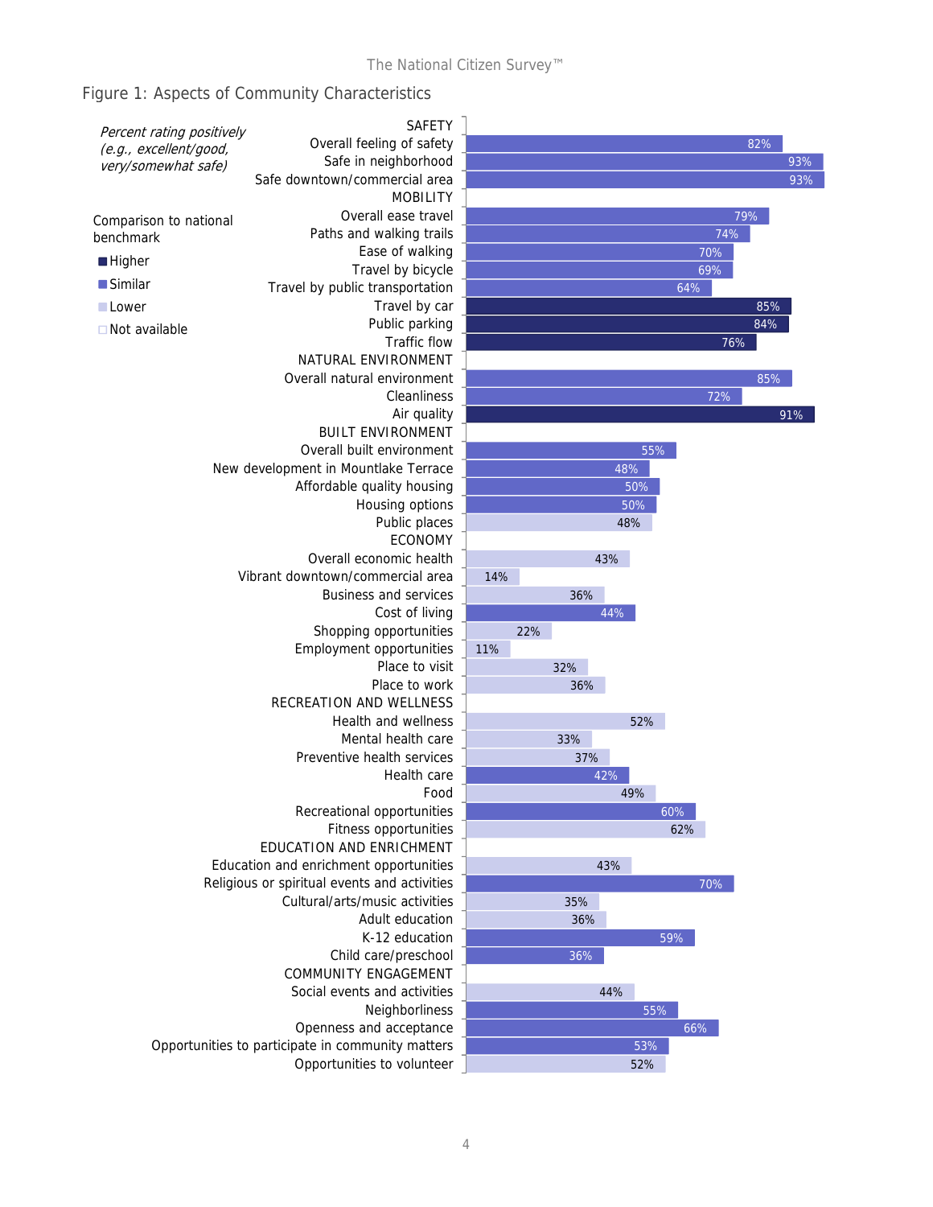## Figure 1: Aspects of Community Characteristics

*Percent rating positively (e.g., excellent/good, very/somewhat safe)*

Comparison to national benchmark: Higher / Similar / Lower / Not available

| Category / Item | Percent rating positively | Comparison to national benchmark |
|---|---|---|
| **SAFETY** | | |
| Overall feeling of safety | 82% | Similar |
| Safe in neighborhood | 93% | Similar |
| Safe downtown/commercial area | 93% | Similar |
| **MOBILITY** | | |
| Overall ease travel | 79% | Similar |
| Paths and walking trails | 74% | Similar |
| Ease of walking | 70% | Similar |
| Travel by bicycle | 69% | Similar |
| Travel by public transportation | 64% | Similar |
| Travel by car | 85% | Higher |
| Public parking | 84% | Higher |
| Traffic flow | 76% | Higher |
| **NATURAL ENVIRONMENT** | | |
| Overall natural environment | 85% | Similar |
| Cleanliness | 72% | Similar |
| Air quality | 91% | Higher |
| **BUILT ENVIRONMENT** | | |
| Overall built environment | 55% | Similar |
| New development in Mountlake Terrace | 48% | Similar |
| Affordable quality housing | 50% | Similar |
| Housing options | 50% | Similar |
| Public places | 48% | Lower |
| **ECONOMY** | | |
| Overall economic health | 43% | Lower |
| Vibrant downtown/commercial area | 14% | Lower |
| Business and services | 36% | Lower |
| Cost of living | 44% | Similar |
| Shopping opportunities | 22% | Lower |
| Employment opportunities | 11% | Lower |
| Place to visit | 32% | Lower |
| Place to work | 36% | Lower |
| **RECREATION AND WELLNESS** | | |
| Health and wellness | 52% | Lower |
| Mental health care | 33% | Lower |
| Preventive health services | 37% | Lower |
| Health care | 42% | Similar |
| Food | 49% | Lower |
| Recreational opportunities | 60% | Similar |
| Fitness opportunities | 62% | Lower |
| **EDUCATION AND ENRICHMENT** | | |
| Education and enrichment opportunities | 43% | Lower |
| Religious or spiritual events and activities | 70% | Similar |
| Cultural/arts/music activities | 35% | Lower |
| Adult education | 36% | Lower |
| K-12 education | 59% | Similar |
| Child care/preschool | 36% | Similar |
| **COMMUNITY ENGAGEMENT** | | |
| Social events and activities | 44% | Lower |
| Neighborliness | 55% | Similar |
| Openness and acceptance | 66% | Similar |
| Opportunities to participate in community matters | 53% | Similar |
| Opportunities to volunteer | 52% | Lower |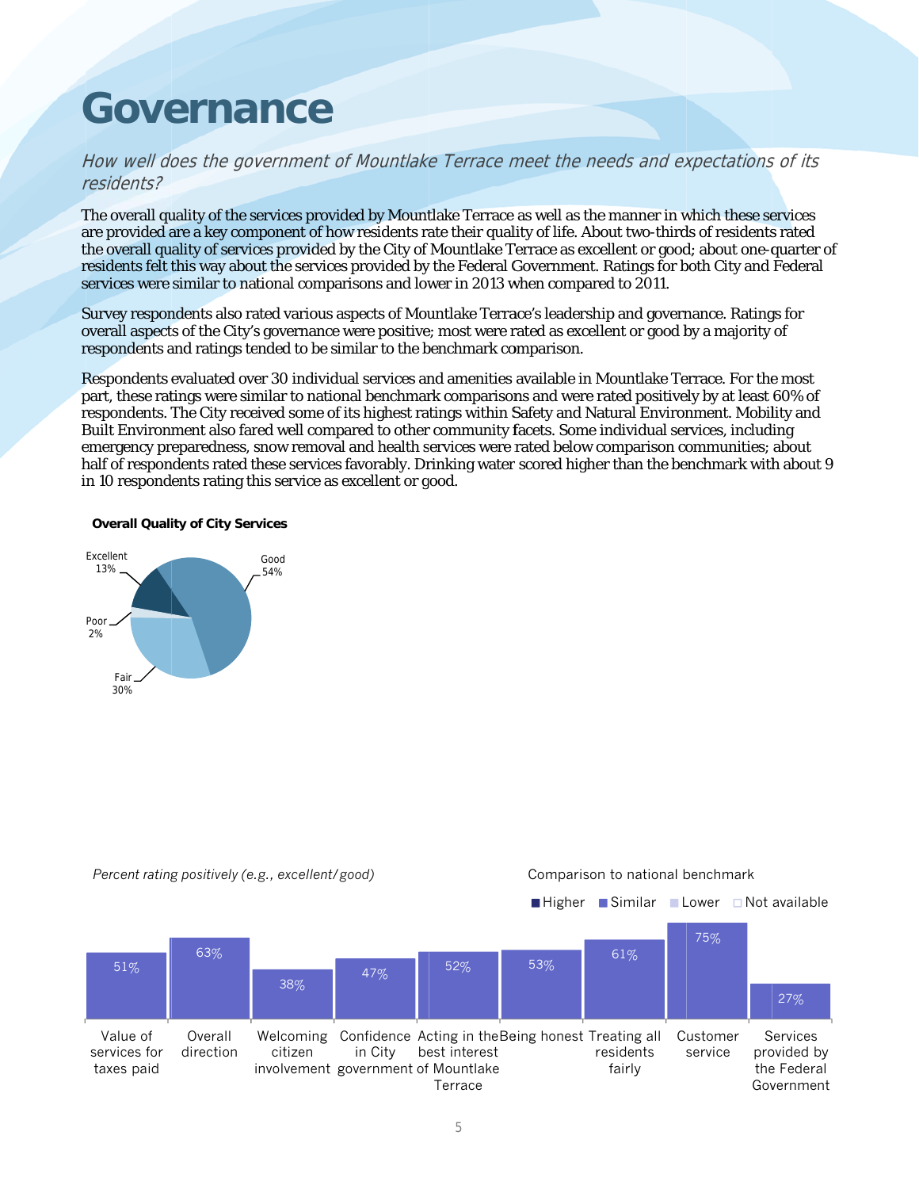# Governance

*How well does the government of Mountlake Terrace meet the needs and expectations of its residents?*

The overall quality of the services provided by Mountlake Terrace as well as the manner in which these services are provided are a key component of how residents rate their quality of life. About two-thirds of residents rated the overall quality of services provided by the City of Mountlake Terrace as excellent or good; about one-quarter of residents felt this way about the services provided by the Federal Government. Ratings for both City and Federal services were similar to national comparisons and lower in 2013 when compared to 2011.

Survey respondents also rated various aspects of Mountlake Terrace's leadership and governance. Ratings for overall aspects of the City's governance were positive; most were rated as excellent or good by a majority of respondents and ratings tended to be similar to the benchmark comparison.

Respondents evaluated over 30 individual services and amenities available in Mountlake Terrace. For the most part, these ratings were similar to national benchmark comparisons and were rated positively by at least 60% of respondents. The City received some of its highest ratings within Safety and Natural Environment. Mobility and Built Environment also fared well compared to other community facets. Some individual services, including emergency preparedness, snow removal and health services were rated below comparison communities; about half of respondents rated these services favorably. Drinking water scored higher than the benchmark with about 9 in 10 respondents rating this service as excellent or good.

**Overall Quality of City Services**

| Rating | Percent |
|---|---|
| Excellent | 13% |
| Good | 54% |
| Fair | 30% |
| Poor | 2% |

*Percent rating positively (e.g., excellent/good)*

Comparison to national benchmark: Higher / Similar / Lower / Not available

| Item | Percent rating positively | Comparison to national benchmark |
|---|---|---|
| Value of services for taxes paid | 51% | Similar |
| Overall direction | 63% | Similar |
| Welcoming citizen involvement | 38% | Similar |
| Confidence in City government | 47% | Similar |
| Acting in the best interest of Mountlake Terrace | 52% | Similar |
| Being honest | 53% | Similar |
| Treating all residents fairly | 61% | Similar |
| Customer service | 75% | Similar |
| Services provided by the Federal Government | 27% | Similar |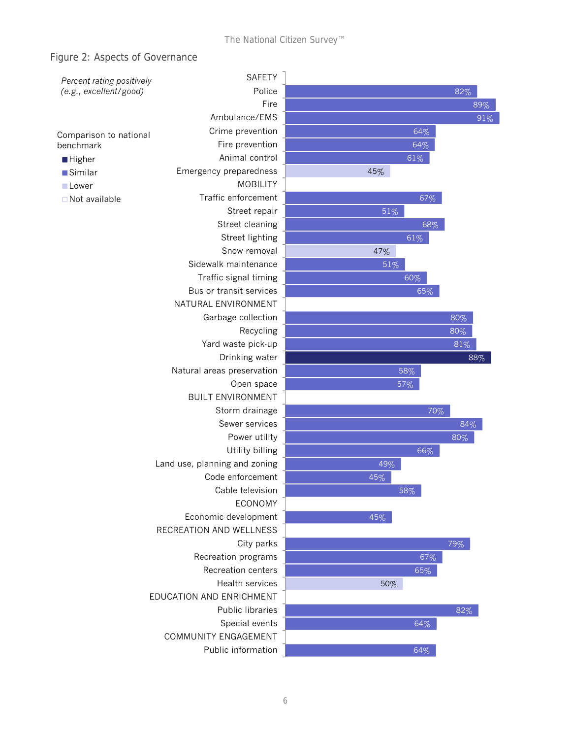## Figure 2: Aspects of Governance

*Percent rating positively (e.g., excellent/good)*

Comparison to national benchmark

- Higher
- Similar
- Lower
- Not available

| Category / Aspect | Percent rating positively | Comparison to national benchmark |
|---|---|---|
| **SAFETY** | | |
| Police | 82% | Similar |
| Fire | 89% | Similar |
| Ambulance/EMS | 91% | Similar |
| Crime prevention | 64% | Similar |
| Fire prevention | 64% | Similar |
| Animal control | 61% | Similar |
| Emergency preparedness | 45% | Lower |
| **MOBILITY** | | |
| Traffic enforcement | 67% | Similar |
| Street repair | 51% | Similar |
| Street cleaning | 68% | Similar |
| Street lighting | 61% | Similar |
| Snow removal | 47% | Lower |
| Sidewalk maintenance | 51% | Similar |
| Traffic signal timing | 60% | Similar |
| Bus or transit services | 65% | Similar |
| **NATURAL ENVIRONMENT** | | |
| Garbage collection | 80% | Similar |
| Recycling | 80% | Similar |
| Yard waste pick-up | 81% | Similar |
| Drinking water | 88% | Higher |
| Natural areas preservation | 58% | Similar |
| Open space | 57% | Similar |
| **BUILT ENVIRONMENT** | | |
| Storm drainage | 70% | Similar |
| Sewer services | 84% | Similar |
| Power utility | 80% | Similar |
| Utility billing | 66% | Similar |
| Land use, planning and zoning | 49% | Similar |
| Code enforcement | 45% | Similar |
| Cable television | 58% | Similar |
| **ECONOMY** | | |
| Economic development | 45% | Similar |
| **RECREATION AND WELLNESS** | | |
| City parks | 79% | Similar |
| Recreation programs | 67% | Similar |
| Recreation centers | 65% | Similar |
| Health services | 50% | Lower |
| **EDUCATION AND ENRICHMENT** | | |
| Public libraries | 82% | Similar |
| Special events | 64% | Similar |
| **COMMUNITY ENGAGEMENT** | | |
| Public information | 64% | Similar |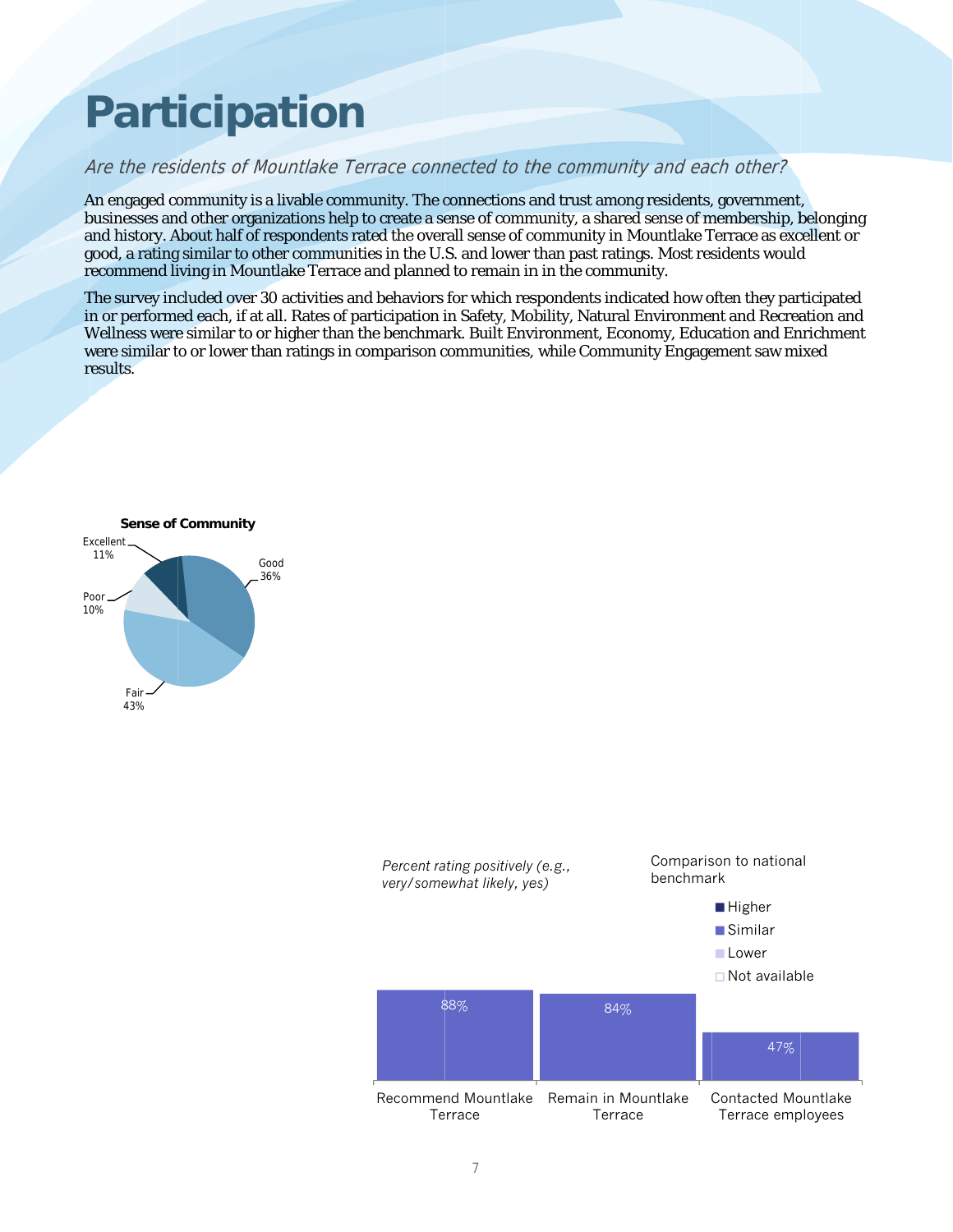# Participation

*Are the residents of Mountlake Terrace connected to the community and each other?*

An engaged community is a livable community. The connections and trust among residents, government, businesses and other organizations help to create a sense of community, a shared sense of membership, belonging and history. About half of respondents rated the overall sense of community in Mountlake Terrace as excellent or good, a rating similar to other communities in the U.S. and lower than past ratings. Most residents would recommend living in Mountlake Terrace and planned to remain in in the community.

The survey included over 30 activities and behaviors for which respondents indicated how often they participated in or performed each, if at all. Rates of participation in Safety, Mobility, Natural Environment and Recreation and Wellness were similar to or higher than the benchmark. Built Environment, Economy, Education and Enrichment were similar to or lower than ratings in comparison communities, while Community Engagement saw mixed results.

**Sense of Community**

| Rating | Percent |
|---|---|
| Excellent | 11% |
| Good | 36% |
| Fair | 43% |
| Poor | 10% |

*Percent rating positively (e.g., very/somewhat likely, yes)*

Comparison to national benchmark: Higher / Similar / Lower / Not available

| Item | Percent | Comparison to national benchmark |
|---|---|---|
| Recommend Mountlake Terrace | 88% | Similar |
| Remain in Mountlake Terrace | 84% | Similar |
| Contacted Mountlake Terrace employees | 47% | Similar |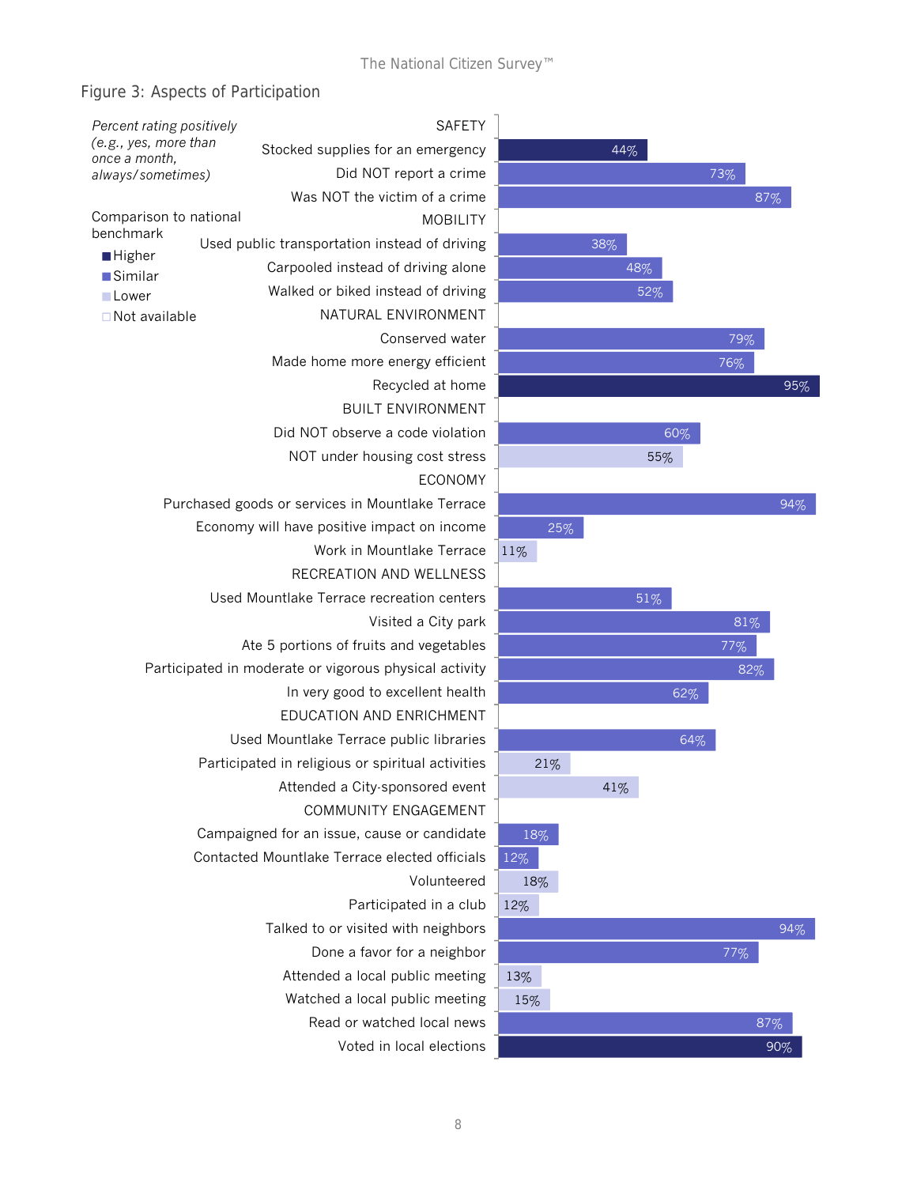## Figure 3: Aspects of Participation

*Percent rating positively (e.g., yes, more than once a month, always/sometimes)*

Comparison to national benchmark

- Higher
- Similar
- Lower
- Not available

| Category / Item | Percent | Comparison |
|---|---|---|
| **SAFETY** | | |
| Stocked supplies for an emergency | 44% | Higher |
| Did NOT report a crime | 73% | Similar |
| Was NOT the victim of a crime | 87% | Similar |
| **MOBILITY** | | |
| Used public transportation instead of driving | 38% | Similar |
| Carpooled instead of driving alone | 48% | Similar |
| Walked or biked instead of driving | 52% | Similar |
| **NATURAL ENVIRONMENT** | | |
| Conserved water | 79% | Similar |
| Made home more energy efficient | 76% | Similar |
| Recycled at home | 95% | Higher |
| **BUILT ENVIRONMENT** | | |
| Did NOT observe a code violation | 60% | Similar |
| NOT under housing cost stress | 55% | Lower |
| **ECONOMY** | | |
| Purchased goods or services in Mountlake Terrace | 94% | Similar |
| Economy will have positive impact on income | 25% | Similar |
| Work in Mountlake Terrace | 11% | Lower |
| **RECREATION AND WELLNESS** | | |
| Used Mountlake Terrace recreation centers | 51% | Similar |
| Visited a City park | 81% | Similar |
| Ate 5 portions of fruits and vegetables | 77% | Similar |
| Participated in moderate or vigorous physical activity | 82% | Similar |
| In very good to excellent health | 62% | Similar |
| **EDUCATION AND ENRICHMENT** | | |
| Used Mountlake Terrace public libraries | 64% | Similar |
| Participated in religious or spiritual activities | 21% | Lower |
| Attended a City-sponsored event | 41% | Lower |
| **COMMUNITY ENGAGEMENT** | | |
| Campaigned for an issue, cause or candidate | 18% | Similar |
| Contacted Mountlake Terrace elected officials | 12% | Similar |
| Volunteered | 18% | Lower |
| Participated in a club | 12% | Lower |
| Talked to or visited with neighbors | 94% | Similar |
| Done a favor for a neighbor | 77% | Similar |
| Attended a local public meeting | 13% | Lower |
| Watched a local public meeting | 15% | Lower |
| Read or watched local news | 87% | Similar |
| Voted in local elections | 90% | Higher |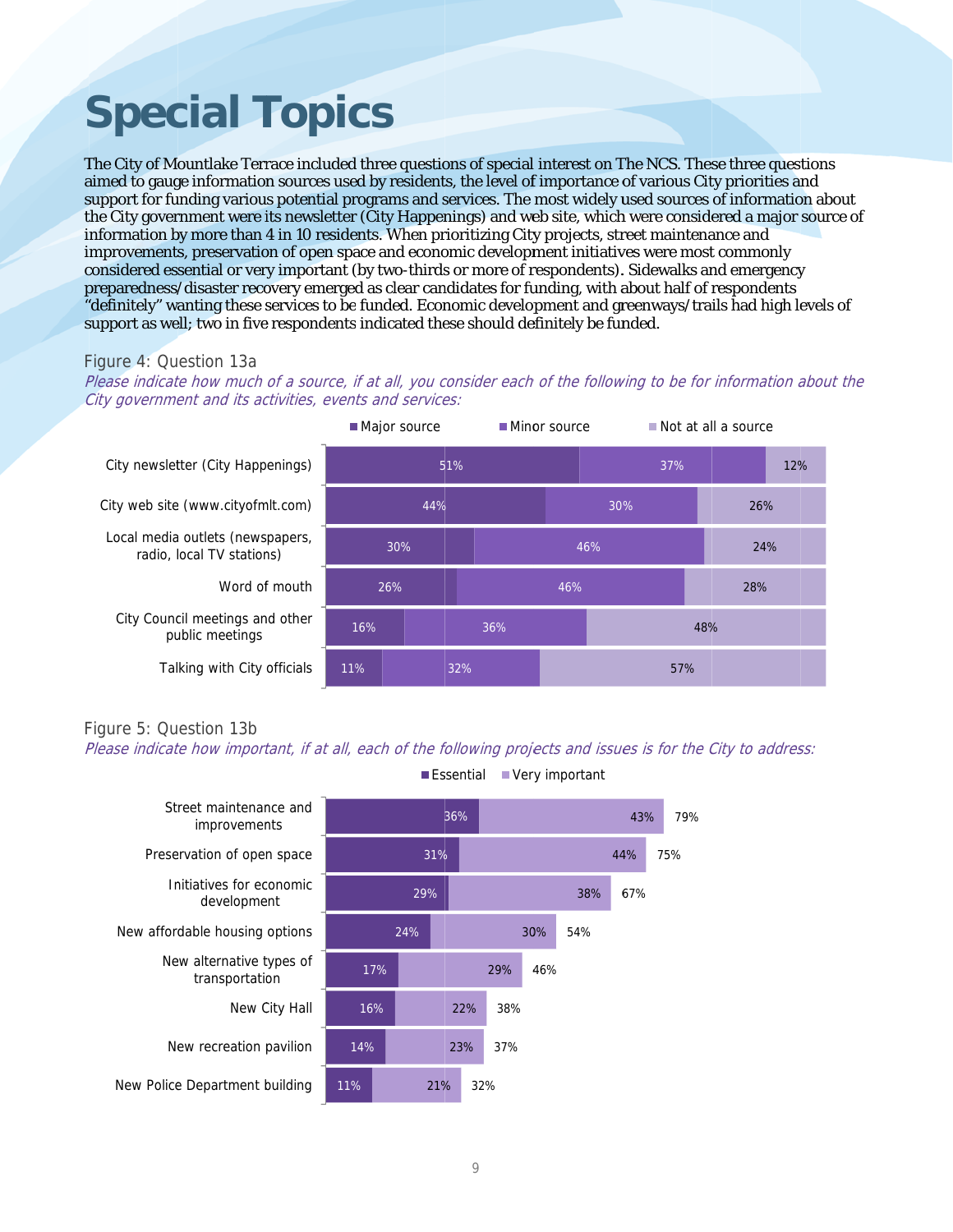# Special Topics

The City of Mountlake Terrace included three questions of special interest on The NCS. These three questions aimed to gauge information sources used by residents, the level of importance of various City priorities and support for funding various potential programs and services. The most widely used sources of information about the City government were its newsletter (City Happenings) and web site, which were considered a major source of information by more than 4 in 10 residents. When prioritizing City projects, street maintenance and improvements, preservation of open space and economic development initiatives were most commonly considered essential or very important (by two-thirds or more of respondents). Sidewalks and emergency preparedness/disaster recovery emerged as clear candidates for funding, with about half of respondents "definitely" wanting these services to be funded. Economic development and greenways/trails had high levels of support as well; two in five respondents indicated these should definitely be funded.

Figure 4: Question 13a

*Please indicate how much of a source, if at all, you consider each of the following to be for information about the City government and its activities, events and services:*

| | Major source | Minor source | Not at all a source |
|---|---|---|---|
| City newsletter (City Happenings) | 51% | 37% | 12% |
| City web site (www.cityofmlt.com) | 44% | 30% | 26% |
| Local media outlets (newspapers, radio, local TV stations) | 30% | 46% | 24% |
| Word of mouth | 26% | 46% | 28% |
| City Council meetings and other public meetings | 16% | 36% | 48% |
| Talking with City officials | 11% | 32% | 57% |

Figure 5: Question 13b

*Please indicate how important, if at all, each of the following projects and issues is for the City to address:*

| | Essential | Very important | Total |
|---|---|---|---|
| Street maintenance and improvements | 36% | 43% | 79% |
| Preservation of open space | 31% | 44% | 75% |
| Initiatives for economic development | 29% | 38% | 67% |
| New affordable housing options | 24% | 30% | 54% |
| New alternative types of transportation | 17% | 29% | 46% |
| New City Hall | 16% | 22% | 38% |
| New recreation pavilion | 14% | 23% | 37% |
| New Police Department building | 11% | 21% | 32% |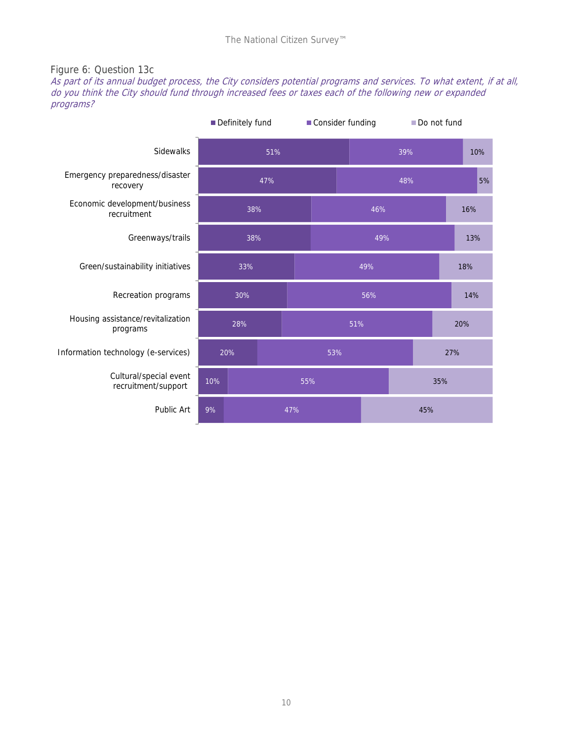Figure 6: Question 13c

*As part of its annual budget process, the City considers potential programs and services. To what extent, if at all, do you think the City should fund through increased fees or taxes each of the following new or expanded programs?*

| | Definitely fund | Consider funding | Do not fund |
|---|---|---|---|
| Sidewalks | 51% | 39% | 10% |
| Emergency preparedness/disaster recovery | 47% | 48% | 5% |
| Economic development/business recruitment | 38% | 46% | 16% |
| Greenways/trails | 38% | 49% | 13% |
| Green/sustainability initiatives | 33% | 49% | 18% |
| Recreation programs | 30% | 56% | 14% |
| Housing assistance/revitalization programs | 28% | 51% | 20% |
| Information technology (e-services) | 20% | 53% | 27% |
| Cultural/special event recruitment/support | 10% | 55% | 35% |
| Public Art | 9% | 47% | 45% |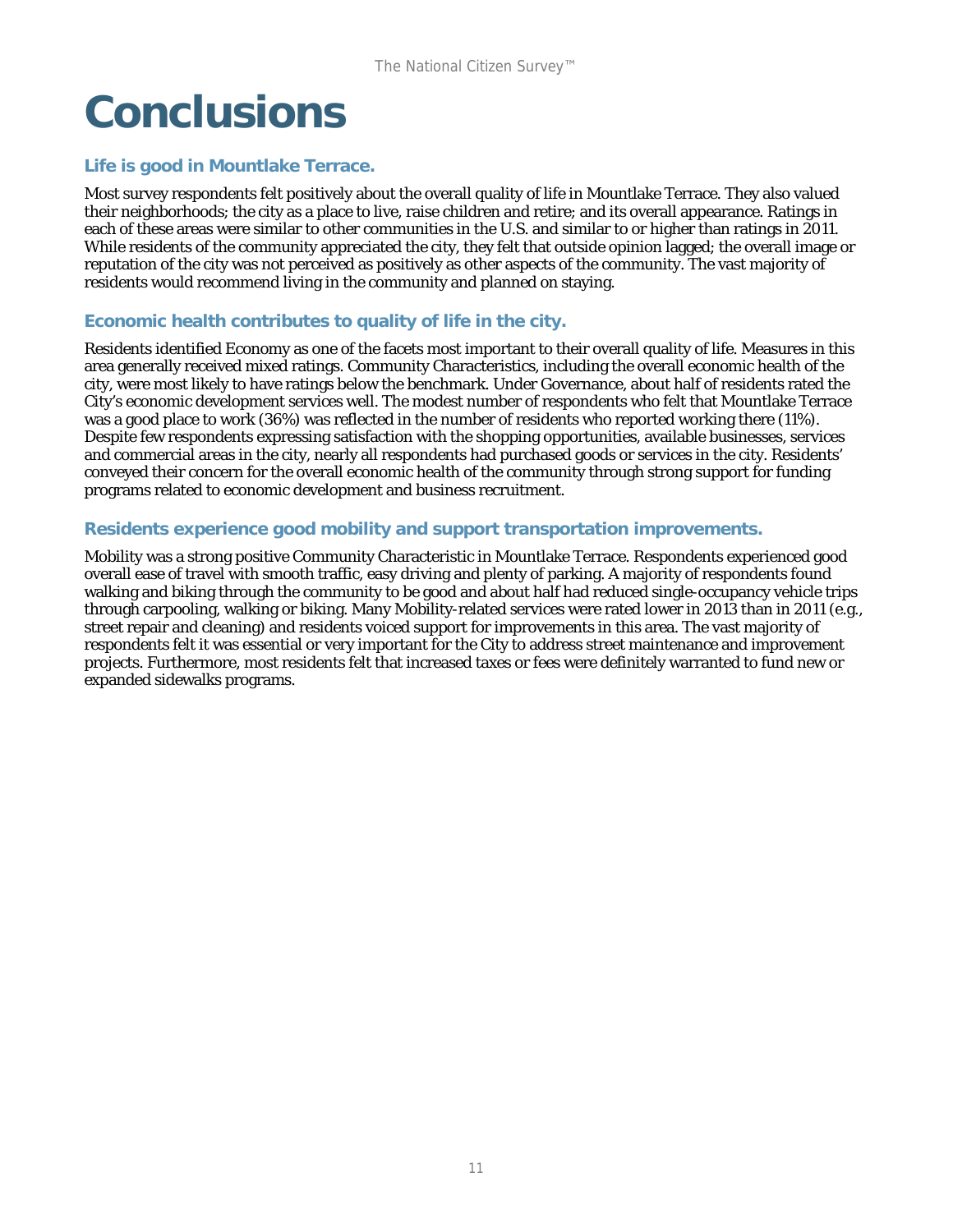# Conclusions

### Life is good in Mountlake Terrace.

Most survey respondents felt positively about the overall quality of life in Mountlake Terrace. They also valued their neighborhoods; the city as a place to live, raise children and retire; and its overall appearance. Ratings in each of these areas were similar to other communities in the U.S. and similar to or higher than ratings in 2011. While residents of the community appreciated the city, they felt that outside opinion lagged; the overall image or reputation of the city was not perceived as positively as other aspects of the community. The vast majority of residents would recommend living in the community and planned on staying.

### Economic health contributes to quality of life in the city.

Residents identified Economy as one of the facets most important to their overall quality of life. Measures in this area generally received mixed ratings. Community Characteristics, including the overall economic health of the city, were most likely to have ratings below the benchmark. Under Governance, about half of residents rated the City's economic development services well. The modest number of respondents who felt that Mountlake Terrace was a good place to work (36%) was reflected in the number of residents who reported working there (11%). Despite few respondents expressing satisfaction with the shopping opportunities, available businesses, services and commercial areas in the city, nearly all respondents had purchased goods or services in the city. Residents' conveyed their concern for the overall economic health of the community through strong support for funding programs related to economic development and business recruitment.

### Residents experience good mobility and support transportation improvements.

Mobility was a strong positive Community Characteristic in Mountlake Terrace. Respondents experienced good overall ease of travel with smooth traffic, easy driving and plenty of parking. A majority of respondents found walking and biking through the community to be good and about half had reduced single-occupancy vehicle trips through carpooling, walking or biking. Many Mobility-related services were rated lower in 2013 than in 2011 (e.g., street repair and cleaning) and residents voiced support for improvements in this area. The vast majority of respondents felt it was essential or very important for the City to address street maintenance and improvement projects. Furthermore, most residents felt that increased taxes or fees were definitely warranted to fund new or expanded sidewalks programs.